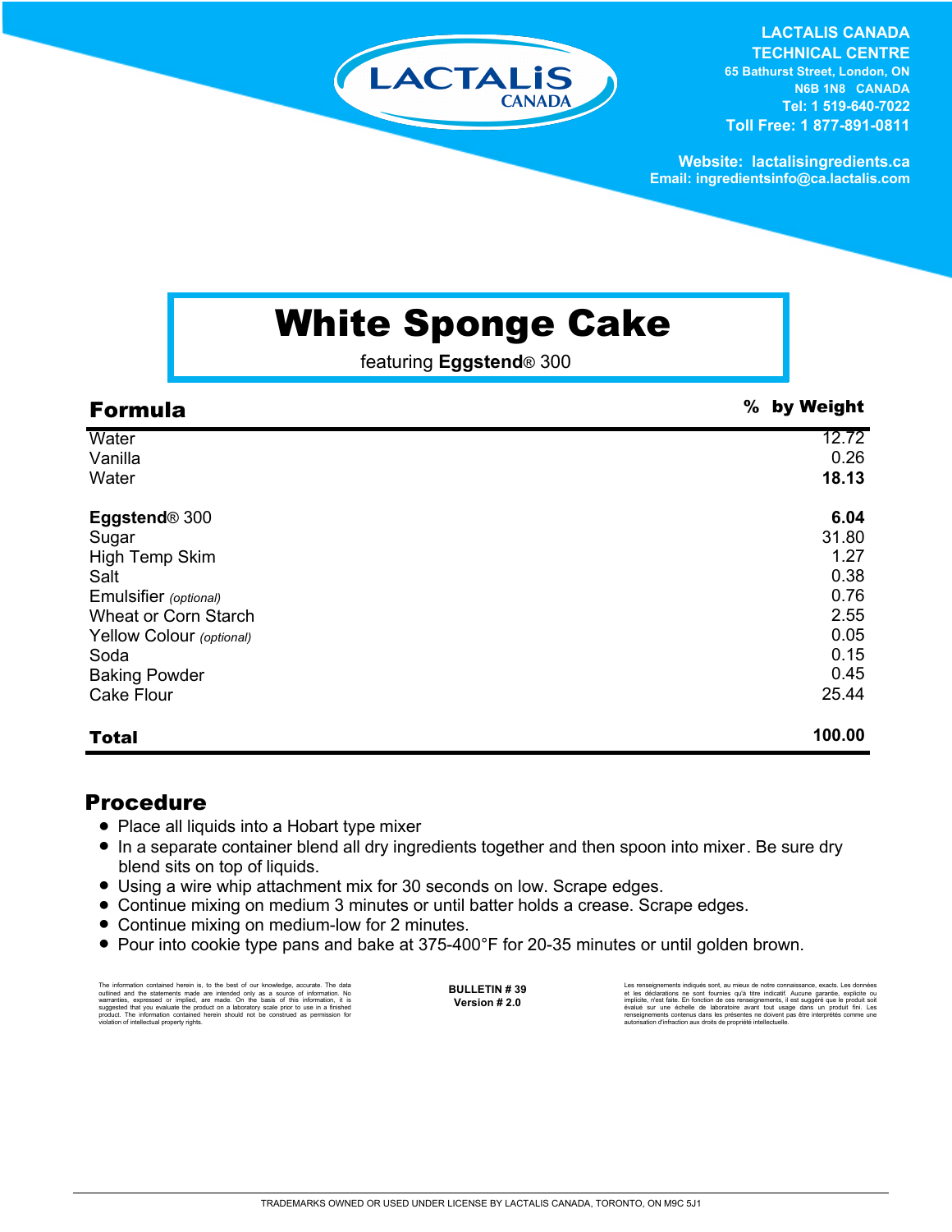LACTALIS CANADA

**LACTALIS CANADA TECHNICAL CENTRE**
65 Bathurst Street, London, ON
N6B 1N8 CANADA
Tel: 1 519-640-7022
Toll Free: 1 877-891-0811

Website: lactalisingredients.ca
Email: ingredientsinfo@ca.lactalis.com

# White Sponge Cake

featuring **Eggstend**® 300

| **Formula** | **% by Weight** |
|---|---|
| Water | 12.72 |
| Vanilla | 0.26 |
| Water | **18.13** |
| | |
| **Eggstend**® 300 | **6.04** |
| Sugar | 31.80 |
| High Temp Skim | 1.27 |
| Salt | 0.38 |
| Emulsifier *(optional)* | 0.76 |
| Wheat or Corn Starch | 2.55 |
| Yellow Colour *(optional)* | 0.05 |
| Soda | 0.15 |
| Baking Powder | 0.45 |
| Cake Flour | 25.44 |
| **Total** | **100.00** |

## Procedure

- Place all liquids into a Hobart type mixer
- In a separate container blend all dry ingredients together and then spoon into mixer. Be sure dry blend sits on top of liquids.
- Using a wire whip attachment mix for 30 seconds on low. Scrape edges.
- Continue mixing on medium 3 minutes or until batter holds a crease. Scrape edges.
- Continue mixing on medium-low for 2 minutes.
- Pour into cookie type pans and bake at 375-400°F for 20-35 minutes or until golden brown.

The information contained herein is, to the best of our knowledge, accurate. The data outlined and the statements made are intended only as a source of information. No warranties, expressed or implied, are made. On the basis of this information, it is suggested that you evaluate the product on a laboratory scale prior to use in a finished product. The information contained herein should not be construed as permission for violation of intellectual property rights.

**BULLETIN # 39**
**Version # 2.0**

Les renseignements indiqués sont, au mieux de notre connaissance, exacts. Les données et les déclarations ne sont fournies qu'à titre indicatif. Aucune garantie, explicite ou implicite, n'est faite. En fonction de ces renseignements, il est suggéré que le produit soit évalué sur une échelle de laboratoire avant tout usage dans un produit fini. Les renseignements contenus dans les présentes ne doivent pas être interprétés comme une autorisation d'infraction aux droits de propriété intellectuelle.

TRADEMARKS OWNED OR USED UNDER LICENSE BY LACTALIS CANADA, TORONTO, ON M9C 5J1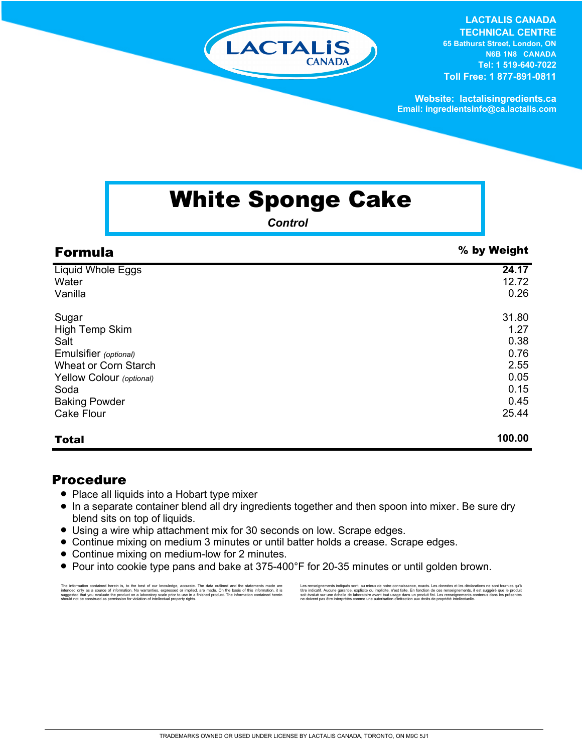LACTALIS CANADA
TECHNICAL CENTRE
65 Bathurst Street, London, ON
N6B 1N8 CANADA
Tel: 1 519-640-7022
Toll Free: 1 877-891-0811

Website: lactalisingredients.ca
Email: ingredientsinfo@ca.lactalis.com

# White Sponge Cake

***Control***

## Formula

| Formula | % by Weight |
|---|---|
| Liquid Whole Eggs | **24.17** |
| Water | 12.72 |
| Vanilla | 0.26 |
| | |
| Sugar | 31.80 |
| High Temp Skim | 1.27 |
| Salt | 0.38 |
| Emulsifier *(optional)* | 0.76 |
| Wheat or Corn Starch | 2.55 |
| Yellow Colour *(optional)* | 0.05 |
| Soda | 0.15 |
| Baking Powder | 0.45 |
| Cake Flour | 25.44 |
| | |
| **Total** | **100.00** |

## Procedure

- Place all liquids into a Hobart type mixer
- In a separate container blend all dry ingredients together and then spoon into mixer. Be sure dry blend sits on top of liquids.
- Using a wire whip attachment mix for 30 seconds on low. Scrape edges.
- Continue mixing on medium 3 minutes or until batter holds a crease. Scrape edges.
- Continue mixing on medium-low for 2 minutes.
- Pour into cookie type pans and bake at 375-400°F for 20-35 minutes or until golden brown.

The information contained herein is, to the best of our knowledge, accurate. The data outlined and the statements made are intended only as a source of information. No warranties, expressed or implied, are made. On the basis of this information, it is suggested that you evaluate the product on a laboratory scale prior to use in a finished product. The information contained herein should not be construed as permission for violation of intellectual property rights.

Les renseignements indiqués sont, au mieux de notre connaissance, exacts. Les données et les déclarations ne sont fournies qu'à titre indicatif. Aucune garantie, explicite ou implicite, n'est faite. En fonction de ces renseignements, il est suggéré que le produit soit évalué sur une échelle de laboratoire avant tout usage dans un produit fini. Les renseignements contenus dans les présentes ne doivent pas être interprétés comme une autorisation d'infraction aux droits de propriété intellectuelle.

TRADEMARKS OWNED OR USED UNDER LICENSE BY LACTALIS CANADA, TORONTO, ON M9C 5J1